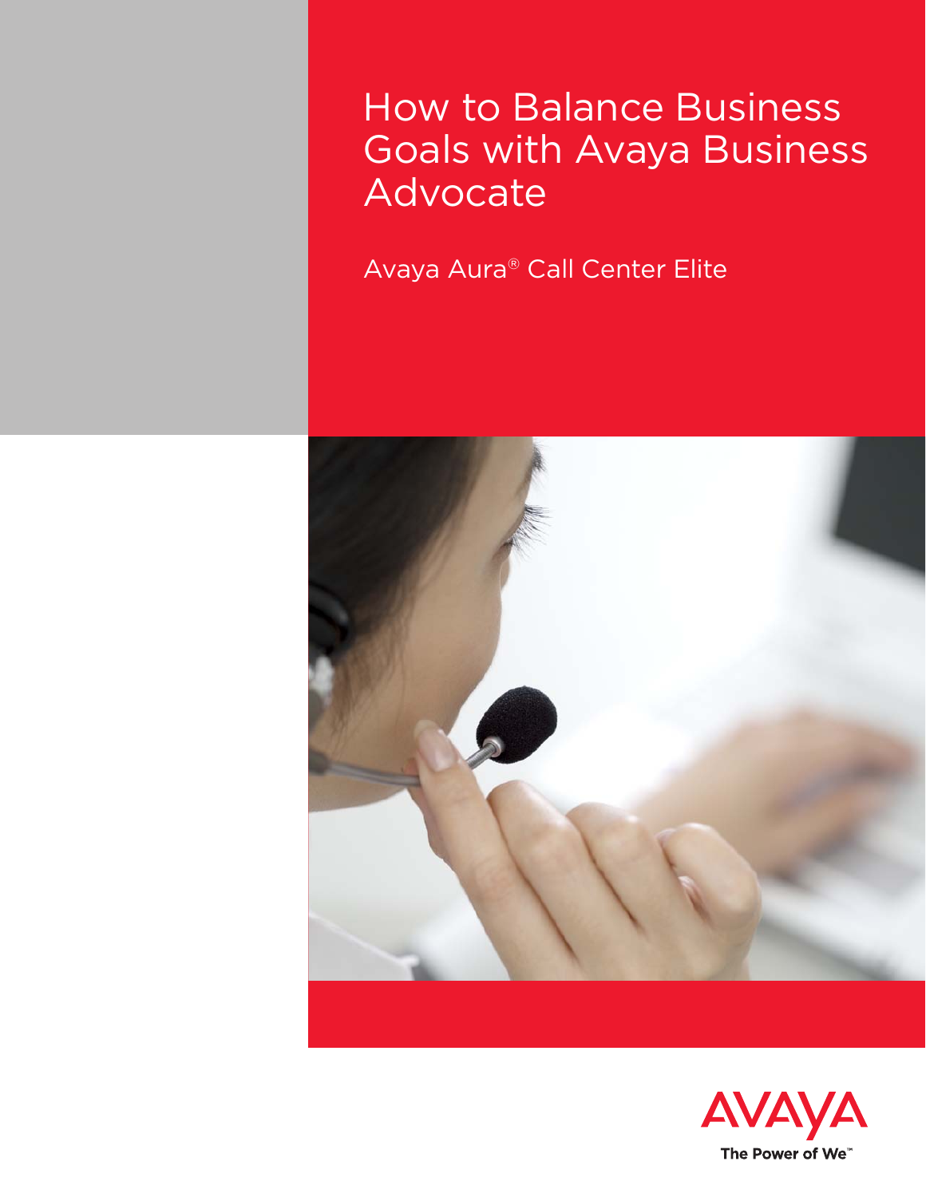# How to Balance Business Goals with Avaya Business Advocate

Avaya Aura® Call Center Elite

AVAYA

The Power of We™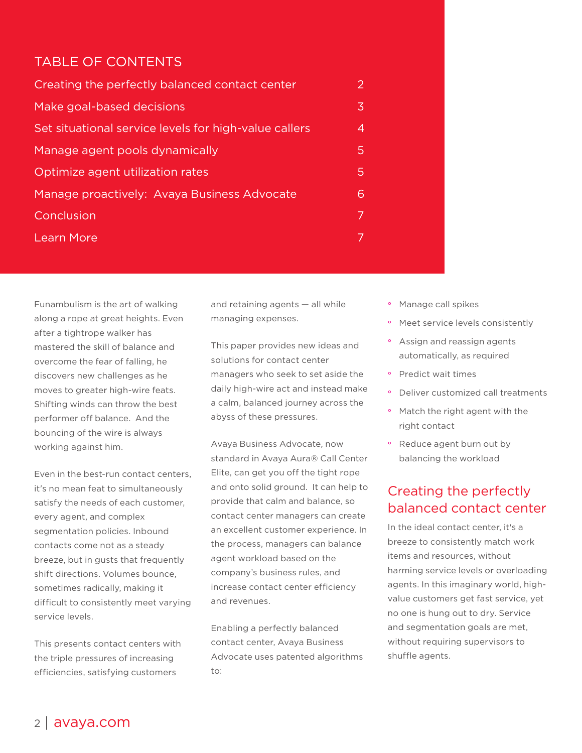## TABLE OF CONTENTS

| | |
|---|---|
| Creating the perfectly balanced contact center | 2 |
| Make goal-based decisions | 3 |
| Set situational service levels for high-value callers | 4 |
| Manage agent pools dynamically | 5 |
| Optimize agent utilization rates | 5 |
| Manage proactively: Avaya Business Advocate | 6 |
| Conclusion | 7 |
| Learn More | 7 |

Funambulism is the art of walking along a rope at great heights. Even after a tightrope walker has mastered the skill of balance and overcome the fear of falling, he discovers new challenges as he moves to greater high-wire feats. Shifting winds can throw the best performer off balance. And the bouncing of the wire is always working against him.

Even in the best-run contact centers, it's no mean feat to simultaneously satisfy the needs of each customer, every agent, and complex segmentation policies. Inbound contacts come not as a steady breeze, but in gusts that frequently shift directions. Volumes bounce, sometimes radically, making it difficult to consistently meet varying service levels.

This presents contact centers with the triple pressures of increasing efficiencies, satisfying customers and retaining agents — all while managing expenses.

This paper provides new ideas and solutions for contact center managers who seek to set aside the daily high-wire act and instead make a calm, balanced journey across the abyss of these pressures.

Avaya Business Advocate, now standard in Avaya Aura® Call Center Elite, can get you off the tight rope and onto solid ground. It can help to provide that calm and balance, so contact center managers can create an excellent customer experience. In the process, managers can balance agent workload based on the company's business rules, and increase contact center efficiency and revenues.

Enabling a perfectly balanced contact center, Avaya Business Advocate uses patented algorithms to:

- Manage call spikes
- Meet service levels consistently
- Assign and reassign agents automatically, as required
- Predict wait times
- Deliver customized call treatments
- Match the right agent with the right contact
- Reduce agent burn out by balancing the workload

## Creating the perfectly balanced contact center

In the ideal contact center, it's a breeze to consistently match work items and resources, without harming service levels or overloading agents. In this imaginary world, high-value customers get fast service, yet no one is hung out to dry. Service and segmentation goals are met, without requiring supervisors to shuffle agents.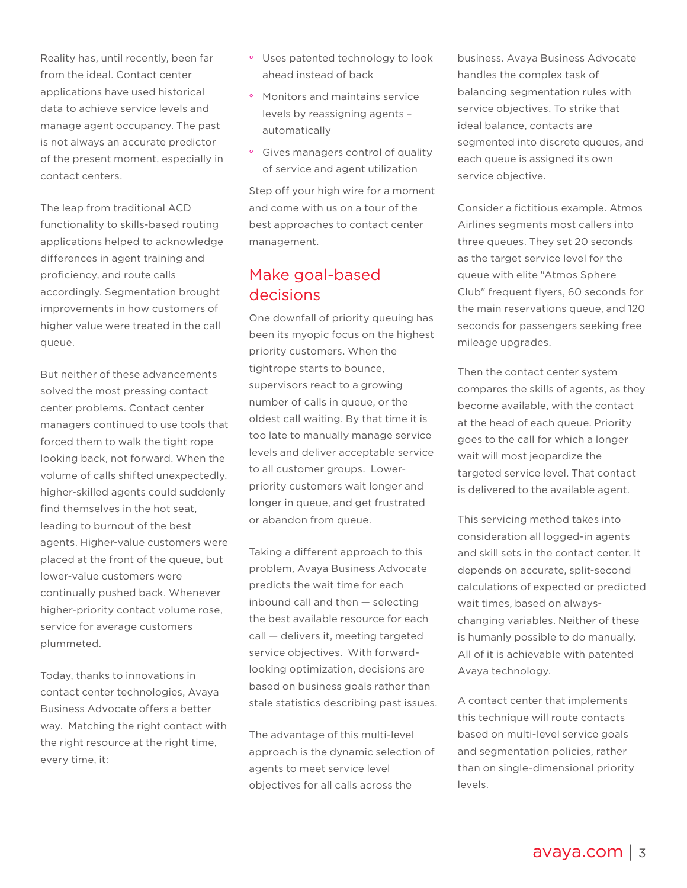Reality has, until recently, been far from the ideal. Contact center applications have used historical data to achieve service levels and manage agent occupancy. The past is not always an accurate predictor of the present moment, especially in contact centers.

The leap from traditional ACD functionality to skills-based routing applications helped to acknowledge differences in agent training and proficiency, and route calls accordingly. Segmentation brought improvements in how customers of higher value were treated in the call queue.

But neither of these advancements solved the most pressing contact center problems. Contact center managers continued to use tools that forced them to walk the tight rope looking back, not forward. When the volume of calls shifted unexpectedly, higher-skilled agents could suddenly find themselves in the hot seat, leading to burnout of the best agents. Higher-value customers were placed at the front of the queue, but lower-value customers were continually pushed back. Whenever higher-priority contact volume rose, service for average customers plummeted.

Today, thanks to innovations in contact center technologies, Avaya Business Advocate offers a better way. Matching the right contact with the right resource at the right time, every time, it:

- Uses patented technology to look ahead instead of back
- Monitors and maintains service levels by reassigning agents – automatically
- Gives managers control of quality of service and agent utilization

Step off your high wire for a moment and come with us on a tour of the best approaches to contact center management.

## Make goal-based decisions

One downfall of priority queuing has been its myopic focus on the highest priority customers. When the tightrope starts to bounce, supervisors react to a growing number of calls in queue, or the oldest call waiting. By that time it is too late to manually manage service levels and deliver acceptable service to all customer groups. Lower-priority customers wait longer and longer in queue, and get frustrated or abandon from queue.

Taking a different approach to this problem, Avaya Business Advocate predicts the wait time for each inbound call and then — selecting the best available resource for each call — delivers it, meeting targeted service objectives. With forward-looking optimization, decisions are based on business goals rather than stale statistics describing past issues.

The advantage of this multi-level approach is the dynamic selection of agents to meet service level objectives for all calls across the business. Avaya Business Advocate handles the complex task of balancing segmentation rules with service objectives. To strike that ideal balance, contacts are segmented into discrete queues, and each queue is assigned its own service objective.

Consider a fictitious example. Atmos Airlines segments most callers into three queues. They set 20 seconds as the target service level for the queue with elite "Atmos Sphere Club" frequent flyers, 60 seconds for the main reservations queue, and 120 seconds for passengers seeking free mileage upgrades.

Then the contact center system compares the skills of agents, as they become available, with the contact at the head of each queue. Priority goes to the call for which a longer wait will most jeopardize the targeted service level. That contact is delivered to the available agent.

This servicing method takes into consideration all logged-in agents and skill sets in the contact center. It depends on accurate, split-second calculations of expected or predicted wait times, based on always-changing variables. Neither of these is humanly possible to do manually. All of it is achievable with patented Avaya technology.

A contact center that implements this technique will route contacts based on multi-level service goals and segmentation policies, rather than on single-dimensional priority levels.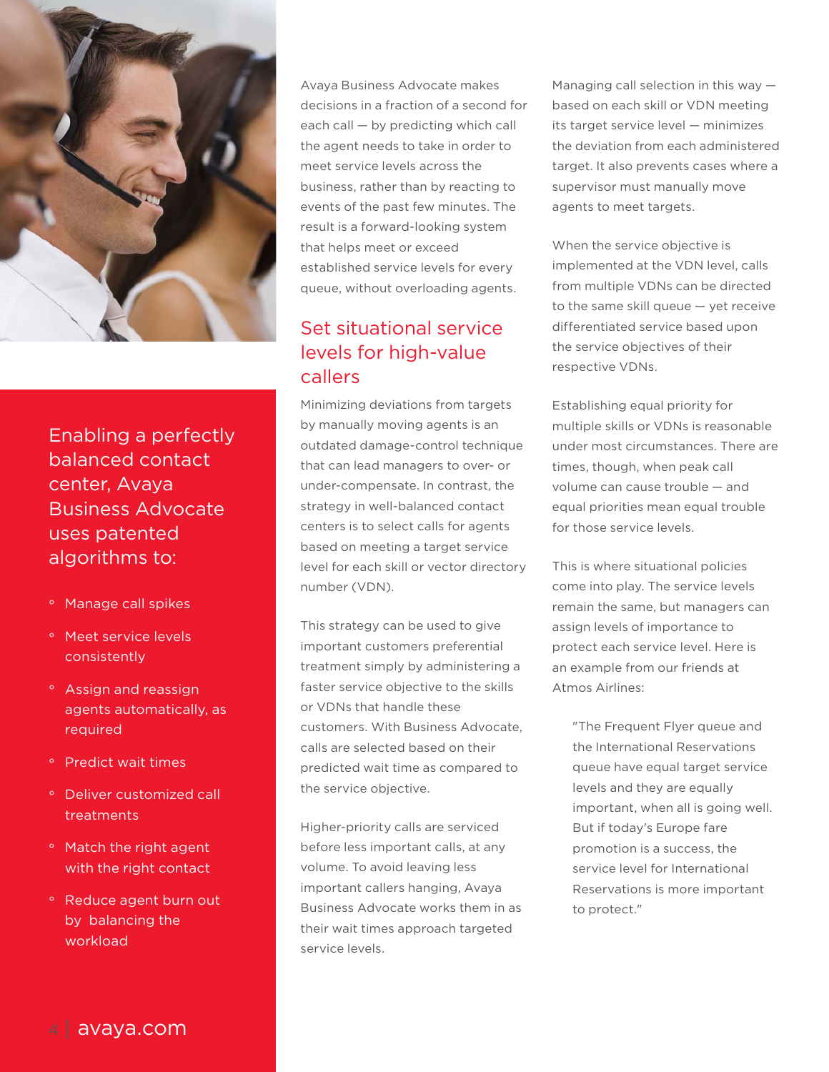Enabling a perfectly balanced contact center, Avaya Business Advocate uses patented algorithms to:

- Manage call spikes
- Meet service levels consistently
- Assign and reassign agents automatically, as required
- Predict wait times
- Deliver customized call treatments
- Match the right agent with the right contact
- Reduce agent burn out by balancing the workload

Avaya Business Advocate makes decisions in a fraction of a second for each call — by predicting which call the agent needs to take in order to meet service levels across the business, rather than by reacting to events of the past few minutes. The result is a forward-looking system that helps meet or exceed established service levels for every queue, without overloading agents.

## Set situational service levels for high-value callers

Minimizing deviations from targets by manually moving agents is an outdated damage-control technique that can lead managers to over- or under-compensate. In contrast, the strategy in well-balanced contact centers is to select calls for agents based on meeting a target service level for each skill or vector directory number (VDN).

This strategy can be used to give important customers preferential treatment simply by administering a faster service objective to the skills or VDNs that handle these customers. With Business Advocate, calls are selected based on their predicted wait time as compared to the service objective.

Higher-priority calls are serviced before less important calls, at any volume. To avoid leaving less important callers hanging, Avaya Business Advocate works them in as their wait times approach targeted service levels.

Managing call selection in this way — based on each skill or VDN meeting its target service level — minimizes the deviation from each administered target. It also prevents cases where a supervisor must manually move agents to meet targets.

When the service objective is implemented at the VDN level, calls from multiple VDNs can be directed to the same skill queue — yet receive differentiated service based upon the service objectives of their respective VDNs.

Establishing equal priority for multiple skills or VDNs is reasonable under most circumstances. There are times, though, when peak call volume can cause trouble — and equal priorities mean equal trouble for those service levels.

This is where situational policies come into play. The service levels remain the same, but managers can assign levels of importance to protect each service level. Here is an example from our friends at Atmos Airlines:

> "The Frequent Flyer queue and the International Reservations queue have equal target service levels and they are equally important, when all is going well. But if today's Europe fare promotion is a success, the service level for International Reservations is more important to protect."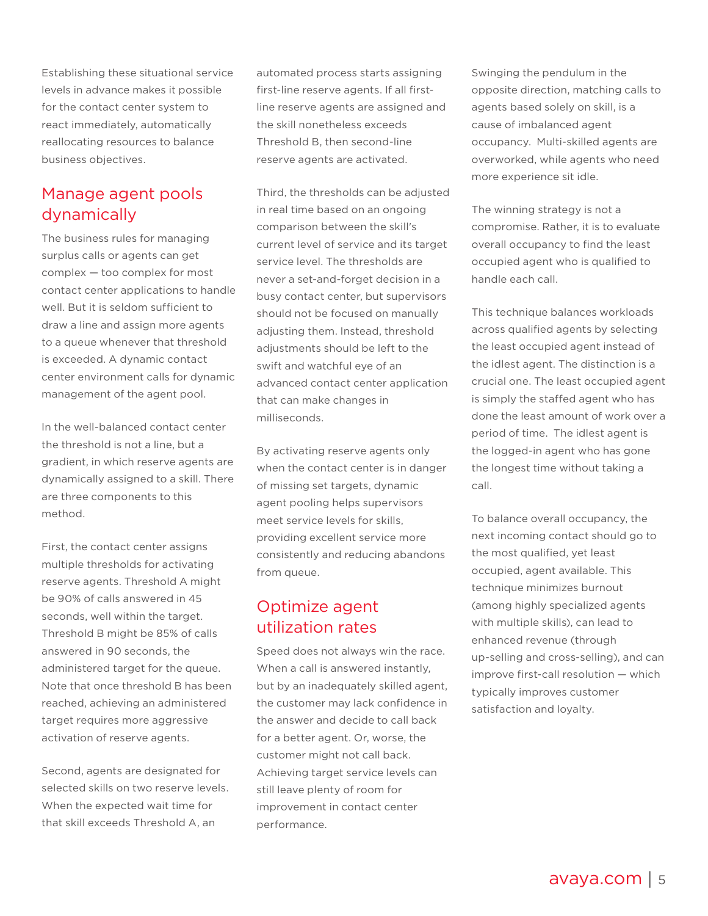Establishing these situational service levels in advance makes it possible for the contact center system to react immediately, automatically reallocating resources to balance business objectives.

## Manage agent pools dynamically

The business rules for managing surplus calls or agents can get complex — too complex for most contact center applications to handle well. But it is seldom sufficient to draw a line and assign more agents to a queue whenever that threshold is exceeded. A dynamic contact center environment calls for dynamic management of the agent pool.

In the well-balanced contact center the threshold is not a line, but a gradient, in which reserve agents are dynamically assigned to a skill. There are three components to this method.

First, the contact center assigns multiple thresholds for activating reserve agents. Threshold A might be 90% of calls answered in 45 seconds, well within the target. Threshold B might be 85% of calls answered in 90 seconds, the administered target for the queue. Note that once threshold B has been reached, achieving an administered target requires more aggressive activation of reserve agents.

Second, agents are designated for selected skills on two reserve levels. When the expected wait time for that skill exceeds Threshold A, an automated process starts assigning first-line reserve agents. If all first-line reserve agents are assigned and the skill nonetheless exceeds Threshold B, then second-line reserve agents are activated.

Third, the thresholds can be adjusted in real time based on an ongoing comparison between the skill's current level of service and its target service level. The thresholds are never a set-and-forget decision in a busy contact center, but supervisors should not be focused on manually adjusting them. Instead, threshold adjustments should be left to the swift and watchful eye of an advanced contact center application that can make changes in milliseconds.

By activating reserve agents only when the contact center is in danger of missing set targets, dynamic agent pooling helps supervisors meet service levels for skills, providing excellent service more consistently and reducing abandons from queue.

## Optimize agent utilization rates

Speed does not always win the race. When a call is answered instantly, but by an inadequately skilled agent, the customer may lack confidence in the answer and decide to call back for a better agent. Or, worse, the customer might not call back. Achieving target service levels can still leave plenty of room for improvement in contact center performance.

Swinging the pendulum in the opposite direction, matching calls to agents based solely on skill, is a cause of imbalanced agent occupancy. Multi-skilled agents are overworked, while agents who need more experience sit idle.

The winning strategy is not a compromise. Rather, it is to evaluate overall occupancy to find the least occupied agent who is qualified to handle each call.

This technique balances workloads across qualified agents by selecting the least occupied agent instead of the idlest agent. The distinction is a crucial one. The least occupied agent is simply the staffed agent who has done the least amount of work over a period of time. The idlest agent is the logged-in agent who has gone the longest time without taking a call.

To balance overall occupancy, the next incoming contact should go to the most qualified, yet least occupied, agent available. This technique minimizes burnout (among highly specialized agents with multiple skills), can lead to enhanced revenue (through up-selling and cross-selling), and can improve first-call resolution — which typically improves customer satisfaction and loyalty.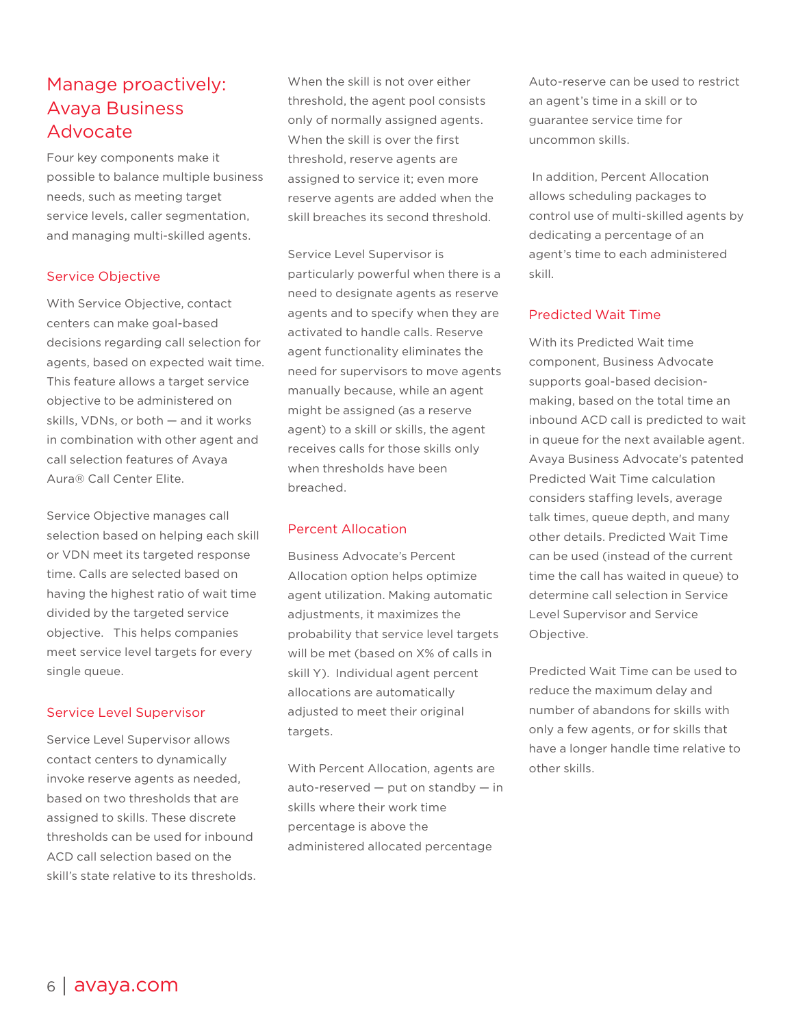## Manage proactively: Avaya Business Advocate

Four key components make it possible to balance multiple business needs, such as meeting target service levels, caller segmentation, and managing multi-skilled agents.

### Service Objective

With Service Objective, contact centers can make goal-based decisions regarding call selection for agents, based on expected wait time. This feature allows a target service objective to be administered on skills, VDNs, or both — and it works in combination with other agent and call selection features of Avaya Aura® Call Center Elite.

Service Objective manages call selection based on helping each skill or VDN meet its targeted response time. Calls are selected based on having the highest ratio of wait time divided by the targeted service objective. This helps companies meet service level targets for every single queue.

### Service Level Supervisor

Service Level Supervisor allows contact centers to dynamically invoke reserve agents as needed, based on two thresholds that are assigned to skills. These discrete thresholds can be used for inbound ACD call selection based on the skill's state relative to its thresholds. When the skill is not over either threshold, the agent pool consists only of normally assigned agents. When the skill is over the first threshold, reserve agents are assigned to service it; even more reserve agents are added when the skill breaches its second threshold.

Service Level Supervisor is particularly powerful when there is a need to designate agents as reserve agents and to specify when they are activated to handle calls. Reserve agent functionality eliminates the need for supervisors to move agents manually because, while an agent might be assigned (as a reserve agent) to a skill or skills, the agent receives calls for those skills only when thresholds have been breached.

### Percent Allocation

Business Advocate's Percent Allocation option helps optimize agent utilization. Making automatic adjustments, it maximizes the probability that service level targets will be met (based on X% of calls in skill Y). Individual agent percent allocations are automatically adjusted to meet their original targets.

With Percent Allocation, agents are auto-reserved — put on standby — in skills where their work time percentage is above the administered allocated percentage Auto-reserve can be used to restrict an agent's time in a skill or to guarantee service time for uncommon skills.

In addition, Percent Allocation allows scheduling packages to control use of multi-skilled agents by dedicating a percentage of an agent's time to each administered skill.

### Predicted Wait Time

With its Predicted Wait time component, Business Advocate supports goal-based decision-making, based on the total time an inbound ACD call is predicted to wait in queue for the next available agent. Avaya Business Advocate's patented Predicted Wait Time calculation considers staffing levels, average talk times, queue depth, and many other details. Predicted Wait Time can be used (instead of the current time the call has waited in queue) to determine call selection in Service Level Supervisor and Service Objective.

Predicted Wait Time can be used to reduce the maximum delay and number of abandons for skills with only a few agents, or for skills that have a longer handle time relative to other skills.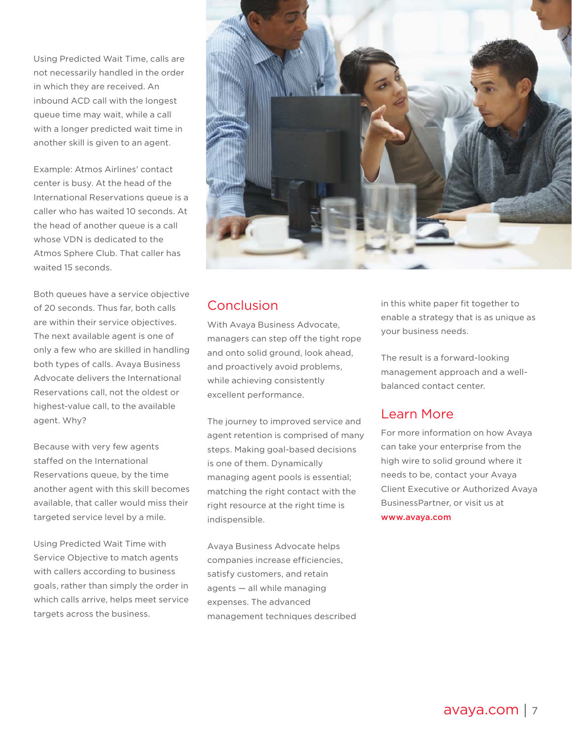Using Predicted Wait Time, calls are not necessarily handled in the order in which they are received. An inbound ACD call with the longest queue time may wait, while a call with a longer predicted wait time in another skill is given to an agent.

Example: Atmos Airlines' contact center is busy. At the head of the International Reservations queue is a caller who has waited 10 seconds. At the head of another queue is a call whose VDN is dedicated to the Atmos Sphere Club. That caller has waited 15 seconds.

Both queues have a service objective of 20 seconds. Thus far, both calls are within their service objectives. The next available agent is one of only a few who are skilled in handling both types of calls. Avaya Business Advocate delivers the International Reservations call, not the oldest or highest-value call, to the available agent. Why?

Because with very few agents staffed on the International Reservations queue, by the time another agent with this skill becomes available, that caller would miss their targeted service level by a mile.

Using Predicted Wait Time with Service Objective to match agents with callers according to business goals, rather than simply the order in which calls arrive, helps meet service targets across the business.

## Conclusion

With Avaya Business Advocate, managers can step off the tight rope and onto solid ground, look ahead, and proactively avoid problems, while achieving consistently excellent performance.

The journey to improved service and agent retention is comprised of many steps. Making goal-based decisions is one of them. Dynamically managing agent pools is essential; matching the right contact with the right resource at the right time is indispensable.

Avaya Business Advocate helps companies increase efficiencies, satisfy customers, and retain agents — all while managing expenses. The advanced management techniques described in this white paper fit together to enable a strategy that is as unique as your business needs.

The result is a forward-looking management approach and a well-balanced contact center.

## Learn More

For more information on how Avaya can take your enterprise from the high wire to solid ground where it needs to be, contact your Avaya Client Executive or Authorized Avaya BusinessPartner, or visit us at **www.avaya.com**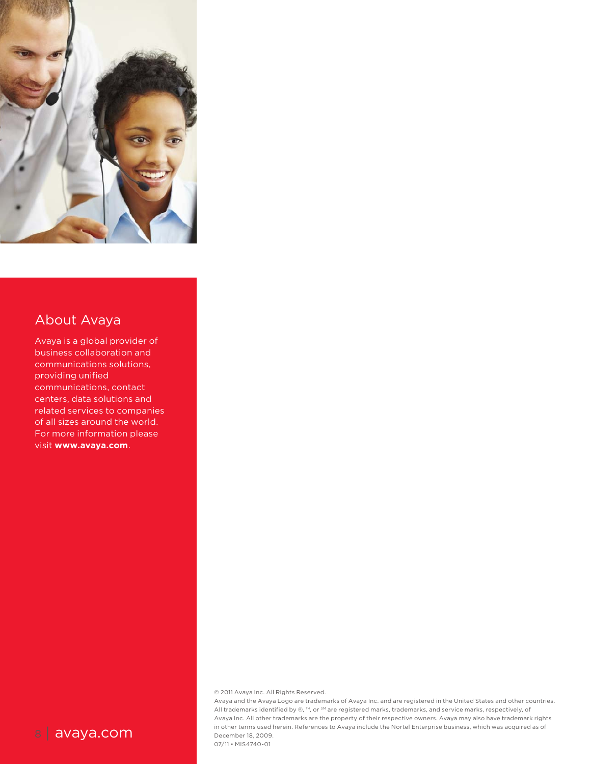## About Avaya

Avaya is a global provider of business collaboration and communications solutions, providing unified communications, contact centers, data solutions and related services to companies of all sizes around the world. For more information please visit **www.avaya.com**.

© 2011 Avaya Inc. All Rights Reserved.

Avaya and the Avaya Logo are trademarks of Avaya Inc. and are registered in the United States and other countries. All trademarks identified by ®, ™, or SM are registered marks, trademarks, and service marks, respectively, of Avaya Inc. All other trademarks are the property of their respective owners. Avaya may also have trademark rights in other terms used herein. References to Avaya include the Nortel Enterprise business, which was acquired as of December 18, 2009.

07/11 • MIS4740-01